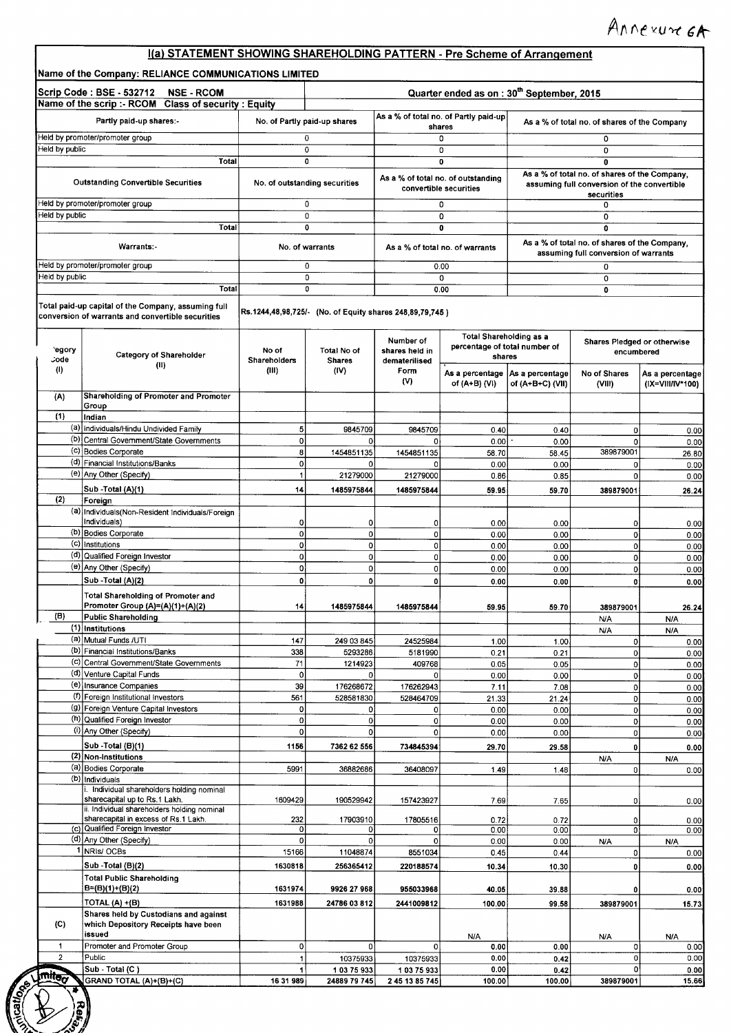Annexure 6A

# I(a) STATEMENT SHOWING SHAREHOLDING PATTERN - Pre Scheme of Arrangement

**Name of the Company: RELIANCE COMMUNICATIONS LIMITED**

**Scrip Code : BSE - 532712 NSE - RCOM** — **Quarter ended as on : 30th September, 2015**

**Name of the scrip :- RCOM Class of security : Equity**

| Partly paid-up shares:- | No. of Partly paid-up shares | As a % of total no. of Partly paid-up shares | As a % of total no. of shares of the Company |
|---|---|---|---|
| Held by promoter/promoter group | 0 | 0 | 0 |
| Held by public | 0 | 0 | 0 |
| Total | 0 | 0 | 0 |
| **Outstanding Convertible Securities** | **No. of outstanding securities** | **As a % of total no. of outstanding convertible securities** | **As a % of total no. of shares of the Company, assuming full conversion of the convertible securities** |
| Held by promoter/promoter group | 0 | 0 | 0 |
| Held by public | 0 | 0 | 0 |
| Total | 0 | 0 | 0 |
| **Warrants:-** | **No. of warrants** | **As a % of total no. of warrants** | **As a % of total no. of shares of the Company, assuming full conversion of warrants** |
| Held by promoter/promoter group | 0 | 0.00 | 0 |
| Held by public | 0 | 0 | 0 |
| Total | 0 | 0.00 | 0 |
| Total paid-up capital of the Company, assuming full conversion of warrants and convertible securities | Rs.1244,48,98,725/- (No. of Equity shares 248,89,79,745 ) | | |

| Category Code (I) | Category of Shareholder (II) | No of Shareholders (III) | Total No of Shares (IV) | Number of shares held in dematerialised Form (V) | Total Shareholding as a percentage of total number of shares | | Shares Pledged or otherwise encumbered | |
|---|---|---|---|---|---|---|---|---|
| | | | | | As a percentage of (A+B) (VI) | As a percentage of (A+B+C) (VII) | No of Shares (VIII) | As a percentage (IX=VIII/IV*100) |
| (A) | Shareholding of Promoter and Promoter Group | | | | | | | |
| (1) | Indian | | | | | | | |
| (a) | Individuals/Hindu Undivided Family | 5 | 9845709 | 9845709 | 0.40 | 0.40 | 0 | 0.00 |
| (b) | Central Government/State Governments | 0 | 0 | 0 | 0.00 | 0.00 | 0 | 0.00 |
| (c) | Bodies Corporate | 8 | 1454851135 | 1454851135 | 58.70 | 58.45 | 389879001 | 26.80 |
| (d) | Financial Institutions/Banks | 0 | 0 | 0 | 0.00 | 0.00 | 0 | 0.00 |
| (e) | Any Other (Specify) | 1 | 21279000 | 21279000 | 0.86 | 0.85 | 0 | 0.00 |
| | Sub -Total (A)(1) | 14 | 1485975844 | 1485975844 | 59.95 | 59.70 | 389879001 | 26.24 |
| (2) | Foreign | | | | | | | |
| (a) | Individuals(Non-Resident Individuals/Foreign Individuals) | 0 | 0 | 0 | 0.00 | 0.00 | 0 | 0.00 |
| (b) | Bodies Corporate | 0 | 0 | 0 | 0.00 | 0.00 | 0 | 0.00 |
| (c) | Institutions | 0 | 0 | 0 | 0.00 | 0.00 | 0 | 0.00 |
| (d) | Qualified Foreign Investor | 0 | 0 | 0 | 0.00 | 0.00 | 0 | 0.00 |
| (e) | Any Other (Specify) | 0 | 0 | 0 | 0.00 | 0.00 | 0 | 0.00 |
| | Sub -Total (A)(2) | 0 | 0 | 0 | 0.00 | 0.00 | 0 | 0.00 |
| | Total Shareholding of Promoter and Promoter Group (A)=(A)(1)+(A)(2) | 14 | 1485975844 | 1485975844 | 59.95 | 59.70 | 389879001 | 26.24 |
| (B) | Public Shareholding | | | | | | N/A | N/A |
| (1) | Institutions | | | | | | N/A | N/A |
| (a) | Mutual Funds /UTI | 147 | 249 03 845 | 24525984 | 1.00 | 1.00 | 0 | 0.00 |
| (b) | Financial Institutions/Banks | 338 | 5293286 | 5181990 | 0.21 | 0.21 | 0 | 0.00 |
| (c) | Central Government/State Governments | 71 | 1214923 | 409768 | 0.05 | 0.05 | 0 | 0.00 |
| (d) | Venture Capital Funds | 0 | 0 | 0 | 0.00 | 0.00 | 0 | 0.00 |
| (e) | Insurance Companies | 39 | 176268672 | 176262943 | 7.11 | 7.08 | 0 | 0.00 |
| (f) | Foreign Institutional Investors | 561 | 528581830 | 528464709 | 21.33 | 21.24 | 0 | 0.00 |
| (g) | Foreign Venture Capital Investors | 0 | 0 | 0 | 0.00 | 0.00 | 0 | 0.00 |
| (h) | Qualified Foreign Investor | 0 | 0 | 0 | 0.00 | 0.00 | 0 | 0.00 |
| (i) | Any Other (Specify) | 0 | 0 | 0 | 0.00 | 0.00 | 0 | 0.00 |
| | Sub -Total (B)(1) | 1156 | 7362 62 556 | 734845394 | 29.70 | 29.58 | 0 | 0.00 |
| (2) | Non-Institutions | | | | | | N/A | N/A |
| (a) | Bodies Corporate | 5991 | 36882686 | 36408097 | 1.49 | 1.48 | 0 | 0.00 |
| (b) | Individuals | | | | | | | |
| | i. Individual shareholders holding nominal sharecapital up to Rs.1 Lakh. | 1609429 | 190529942 | 157423927 | 7.69 | 7.65 | 0 | 0.00 |
| | ii. Individual shareholders holding nominal sharecapital in excess of Rs.1 Lakh. | 232 | 17903910 | 17805516 | 0.72 | 0.72 | 0 | 0.00 |
| (c) | Qualified Foreign Investor | 0 | 0 | 0 | 0.00 | 0.00 | 0 | 0.00 |
| (d) | Any Other (Specify) | 0 | 0 | 0 | 0.00 | 0.00 | N/A | N/A |
| 1 | NRIs/ OCBs | 15166 | 11048874 | 8551034 | 0.45 | 0.44 | 0 | 0.00 |
| | Sub -Total (B)(2) | 1630818 | 256365412 | 220188574 | 10.34 | 10.30 | 0 | 0.00 |
| | Total Public Shareholding B=(B)(1)+(B)(2) | 1631974 | 9926 27 968 | 955033968 | 40.05 | 39.88 | 0 | 0.00 |
| | TOTAL (A) +(B) | 1631988 | 24786 03 812 | 2441009812 | 100.00 | 99.58 | 389879001 | 15.73 |
| (C) | Shares held by Custodians and against which Depository Receipts have been issued | | | | N/A | | N/A | N/A |
| 1 | Promoter and Promoter Group | 0 | 0 | 0 | 0.00 | 0.00 | 0 | 0.00 |
| 2 | Public | 1 | 10375933 | 10375933 | 0.00 | 0.42 | 0 | 0.00 |
| | Sub - Total (C ) | 1 | 1 03 75 933 | 1 03 75 933 | 0.00 | 0.42 | 0 | 0.00 |
| | GRAND TOTAL (A)+(B)+(C) | 16 31 989 | 24889 79 745 | 2 45 13 85 745 | 100.00 | 100.00 | 389879001 | 15.66 |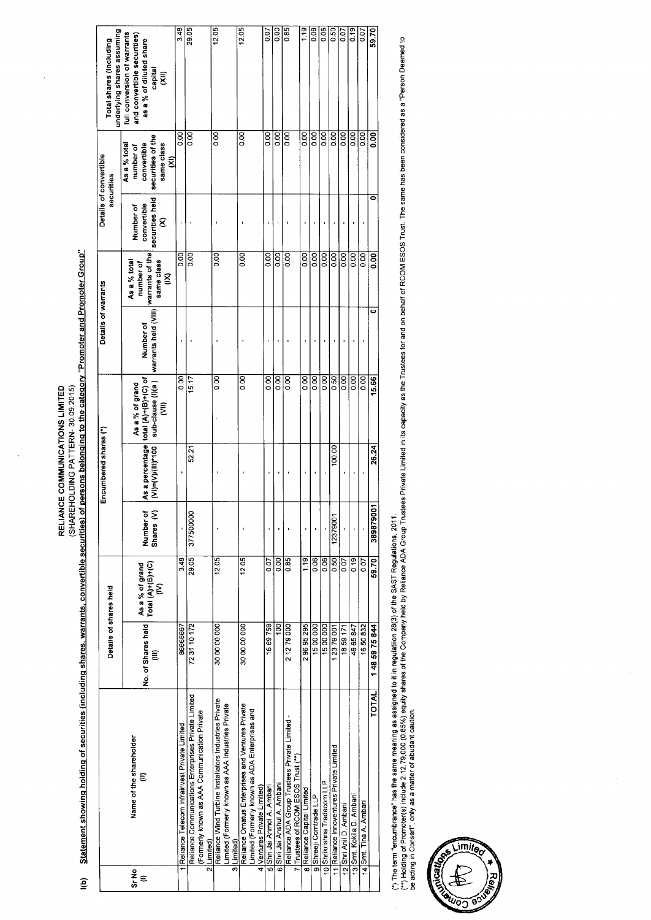# RELIANCE COMMUNICATIONS LIMITED

(SHAREHOLDING PATTERN- 30.09.2015)

## I(b) Statement showing holding of securities (including shares, warrants, convertible securities) of persons belonging to the category "Promoter and Promoter Group"

| Sr No (I) | Name of the shareholder (II) | Details of shares held | | Encumbered shares (*) | | | Details of warrants | | Details of convertible securities | | Total shares (including underlying shares assuming full conversion of warrants and convertible securities) as a % of diluted share capital (XII) |
|---|---|---|---|---|---|---|---|---|---|---|---|
| | | No. of Shares held (III) | As a % of grand Total (A)+(B)+(C) (IV) | Number of Shares (V) | As a percentage (VI)=(V)/(III)*100 | As a % of grand total (A)+(B)+(C) of sub-clause (I)(a) (VII) | Number of warrants held (VIII) | As a % total number of warrants of the same class (IX) | Number of convertible securities held (X) | As a % total number of convertible securities of the same class (XI) | |
| 1 | Reliance Telecom Infrainvest Private Limited | 86666667 | 3.48 | - | - | 0.00 | - | 0.00 | - | 0.00 | 3.48 |
| 2 | Reliance Communications Enterprises Private Limited (Formerly known as AAA Communication Private Limited) | 72 31 10 172 | 29.05 | 377500000 | 52.21 | 15.17 | - | 0.00 | - | 0.00 | 29.05 |
| 3 | Reliance Wind Turbine Installators Industries Private Limited (Formerly known as AAA Industries Private Limited) | 30 00 00 000 | 12.05 | - | - | 0.00 | - | 0.00 | - | 0.00 | 12.05 |
| 4 | Reliance Ornatus Enterprises and Ventures Private Limited (Formerly known as ADA Enterprises and Ventures Private Limited) | 30 00 00 000 | 12.05 | - | - | 0.00 | - | 0.00 | - | 0.00 | 12.05 |
| 5 | Shri Jai Anmol A. Ambani | 16 69 759 | 0.07 | - | - | 0.00 | - | 0.00 | - | 0.00 | 0.07 |
| 6 | Shri Jai Anshul A. Ambani | 100 | 0.00 | - | - | 0.00 | - | 0.00 | - | 0.00 | 0.00 |
| 7 | Reliance ADA Group Trustees Private Limited - Trustees of RCOM ESOS Trust (**) | 2 12 79 000 | 0.85 | - | - | 0.00 | - | 0.00 | - | 0.00 | 0.85 |
| 8 | Reliance Capital Limited | 2 96 95 295 | 1.19 | - | - | 0.00 | - | 0.00 | - | 0.00 | 1.19 |
| 9 | Shreeji Comtrade LLP | 15 00 000 | 0.06 | - | - | 0.00 | - | 0.00 | - | 0.00 | 0.06 |
| 10 | Shrikrishna Tradecom LLP | 15 00 000 | 0.06 | - | - | 0.00 | - | 0.00 | - | 0.00 | 0.06 |
| 11 | Reliance Innoventures Private Limited | 1 23 79 001 | 0.50 | 12379001 | 100.00 | 0.50 | - | 0.00 | - | 0.00 | 0.50 |
| 12 | Shri Anil D. Ambani | 18 59 171 | 0.07 | - | - | 0.00 | - | 0.00 | - | 0.00 | 0.07 |
| 13 | Smt. Kokila D. Ambani | 46 65 847 | 0.19 | - | - | 0.00 | - | 0.00 | - | 0.00 | 0.19 |
| 14 | Smt. Tina A. Ambani | 16 50 832 | 0.07 | - | - | 0.00 | - | 0.00 | - | 0.00 | 0.07 |
| | **TOTAL** | **1 48 59 75 844** | **59.70** | **389879001** | **26.24** | **15.66** | **0** | **0.00** | **0** | **0.00** | **59.70** |

(*) The term "encumbrance" has the same meaning as assigned to it in regulation 28(3) of the SAST Regulations, 2011.

(**) Holding of Promoter(s) include 2,12,79,000 (0.85%) equity shares of the Company held by Reliance ADA Group Trustees Private Limited in its capacity as the Trustees for and on behalf of RCOM ESOS Trust. The same has been considered as a "Person Deemed to be acting in Concert", only as a matter of abudant caution.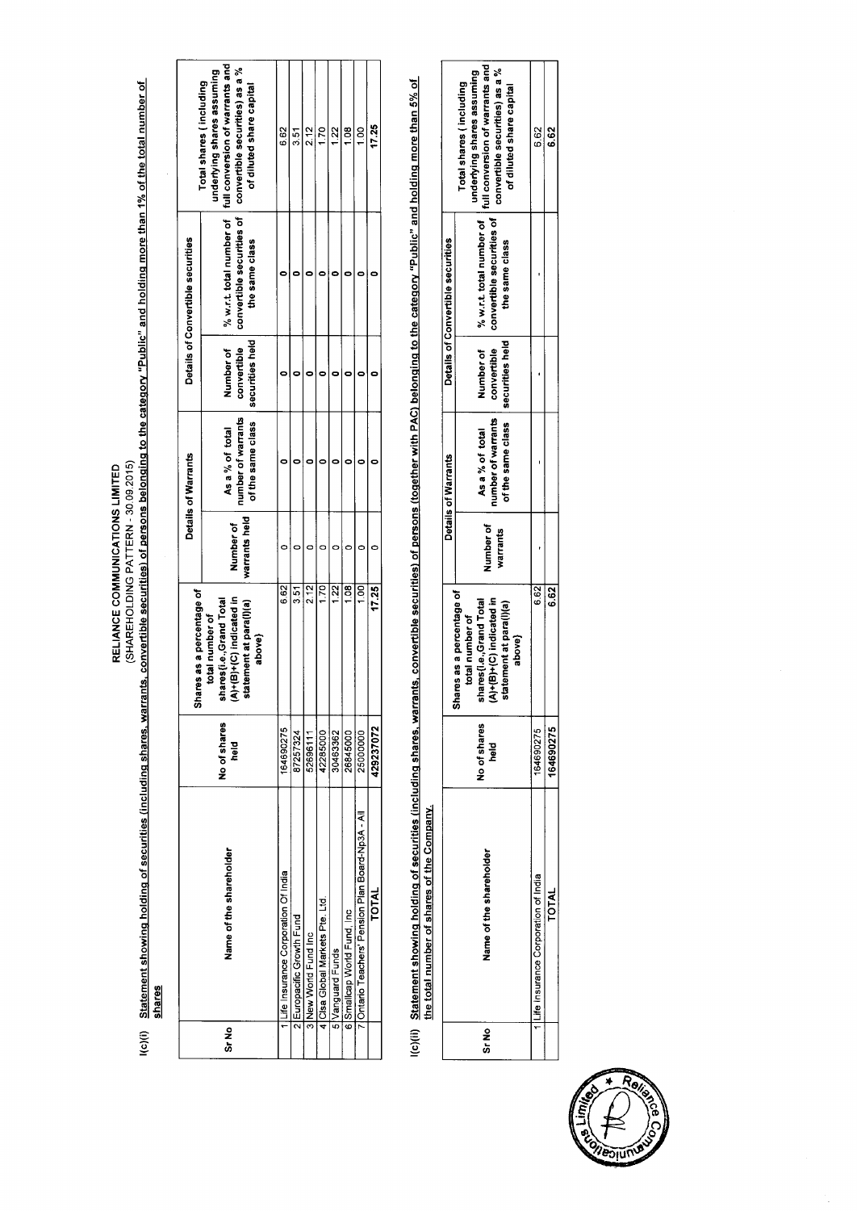RELIANCE COMMUNICATIONS LIMITED

(SHAREHOLDING PATTERN - 30.09.2015)

I(c)(i) **Statement showing holding of securities (including shares, warrants, convertible securities) of persons belonging to the category "Public" and holding more than 1% of the total number of shares**

| Sr No | Name of the shareholder | No of shares held | Shares as a percentage of total number of shares(i.e.,Grand Total (A)+(B)+(C) indicated in statement at para(I)(a) above) | Details of Warrants | | Details of Convertible securities | | Total shares ( including underlying shares assuming full conversion of warrants and convertible securities) as a % of diluted share capital |
|---|---|---|---|---|---|---|---|---|
| | | | | Number of warrants held | As a % of total number of warrants of the same class | Number of convertible securities held | % w.r.t. total number of convertible securities of the same class | |
| 1 | Life Insurance Corporation Of India | 164690275 | 6.62 | 0 | 0 | 0 | 0 | 6.62 |
| 2 | Europacific Growth Fund | 87257324 | 3.51 | 0 | 0 | 0 | 0 | 3.51 |
| 3 | New World Fund Inc | 52696111 | 2.12 | 0 | 0 | 0 | 0 | 2.12 |
| 4 | Clsa Global Markets Pte. Ltd. | 42285000 | 1.70 | 0 | 0 | 0 | 0 | 1.70 |
| 5 | Vanguard Funds | 30463362 | 1.22 | 0 | 0 | 0 | 0 | 1.22 |
| 6 | Smallcap World Fund, Inc | 26845000 | 1.08 | 0 | 0 | 0 | 0 | 1.08 |
| 7 | Ontario Teachers' Pension Plan Board-Np3A - All | 25000000 | 1.00 | 0 | 0 | 0 | 0 | 1.00 |
| | **TOTAL** | **429237072** | **17.25** | 0 | 0 | 0 | 0 | **17.25** |

I(c)(ii) **Statement showing holding of securities (including shares, warrants, convertible securities) of persons (together with PAC) belonging to the category "Public" and holding more than 5% of the total number of shares of the Company.**

| Sr No | Name of the shareholder | No of shares held | Shares as a percentage of total number of shares(i.e.,Grand Total (A)+(B)+(C) indicated in statement at para(I)(a) above) | Details of Warrants | | Details of Convertible securities | | Total shares ( including underlying shares assuming full conversion of warrants and convertible securities) as a % of diluted share capital |
|---|---|---|---|---|---|---|---|---|
| | | | | Number of warrants | As a % of total number of warrants of the same class | Number of convertible securities held | % w.r.t. total number of convertible securities of the same class | |
| 1 | Life Insurance Corporation of India | 164690275 | 6.62 | - | - | - | - | 6.62 |
| | **TOTAL** | **164690275** | **6.62** | | | | | **6.62** |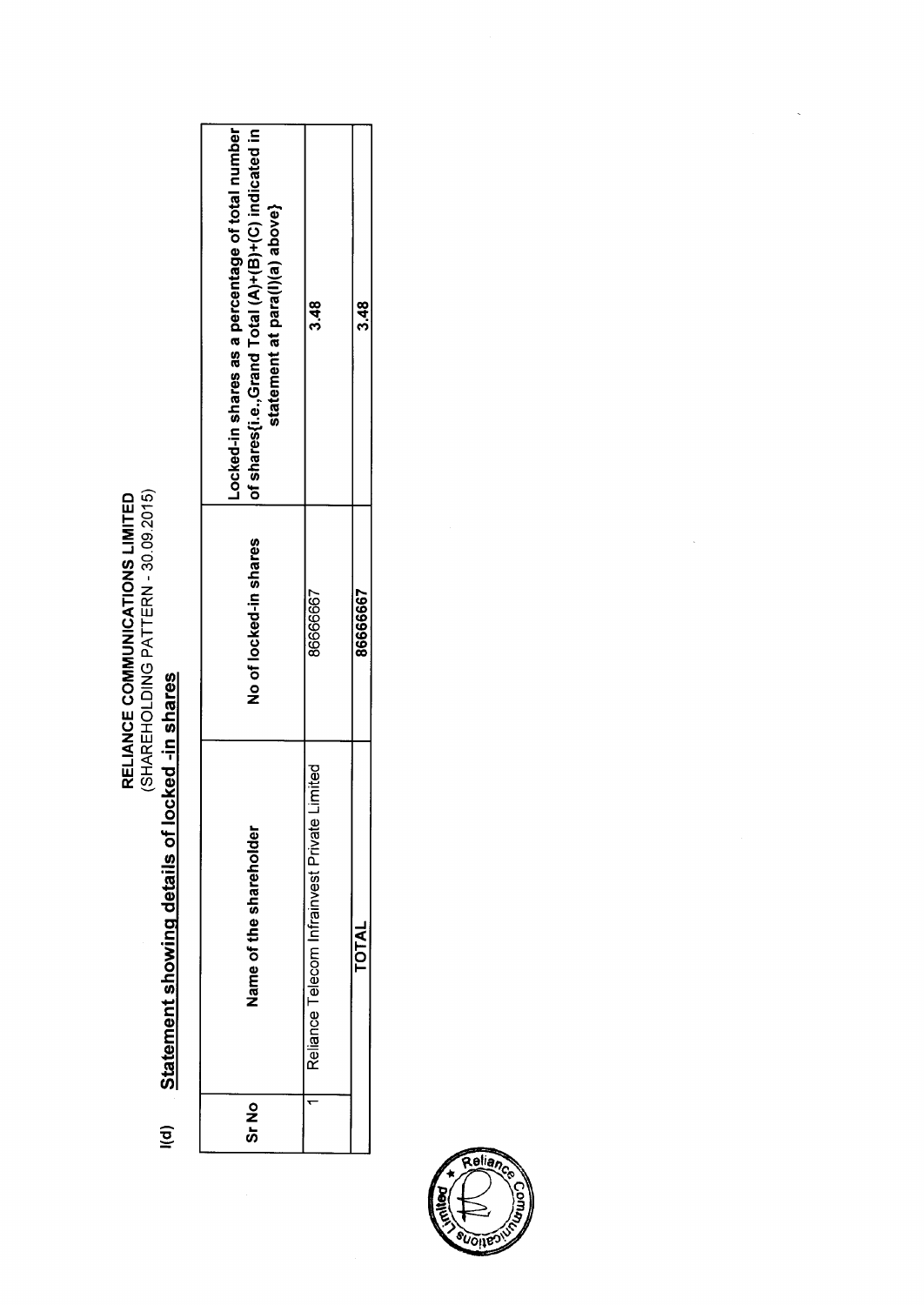**RELIANCE COMMUNICATIONS LIMITED**
(SHAREHOLDING PATTERN - 30.09.2015)

## I(d) Statement showing details of locked -in shares

| Sr No | Name of the shareholder | No of locked-in shares | Locked-in shares as a percentage of total number of shares{i.e.,Grand Total (A)+(B)+(C) indicated in statement at para(I)(a) above} |
|---|---|---|---|
| 1 | Reliance Telecom Infrainvest Private Limited | 86666667 | 3.48 |
| | TOTAL | 86666667 | 3.48 |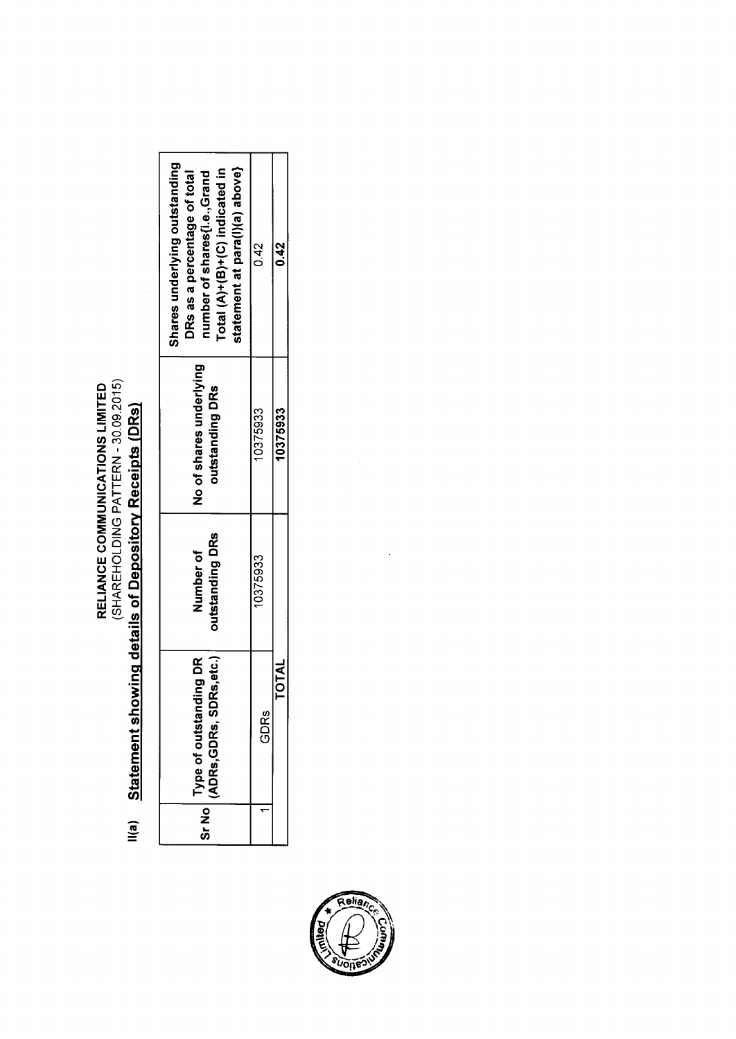# RELIANCE COMMUNICATIONS LIMITED

(SHAREHOLDING PATTERN - 30.09.2015)

## II(a) Statement showing details of Depository Receipts (DRs)

| Sr No | Type of outstanding DR (ADRs,GDRs, SDRs,etc.) | Number of outstanding DRs | No of shares underlying outstanding DRs | Shares underlying outstanding DRs as a percentage of total number of shares{i.e.,Grand Total (A)+(B)+(C) indicated in statement at para(I)(a) above} |
|---|---|---|---|---|
| 1 | GDRs | 10375933 | 10375933 | 0.42 |
| | **TOTAL** | | **10375933** | **0.42** |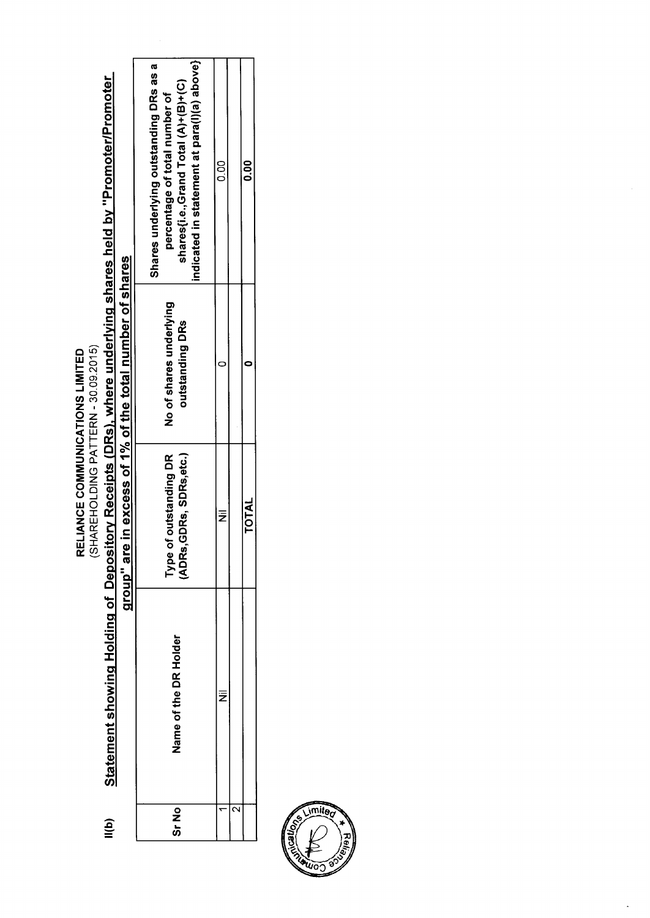**RELIANCE COMMUNICATIONS LIMITED**

(SHAREHOLDING PATTERN - 30.09.2015)

**II(b) Statement showing Holding of Depository Receipts (DRs), where underlying shares held by "Promoter/Promoter group" are in excess of 1% of the total number of shares**

| Sr No | Name of the DR Holder | Type of outstanding DR (ADRs,GDRs, SDRs,etc.) | No of shares underlying outstanding DRs | Shares underlying outstanding DRs as a percentage of total number of shares{i.e.,Grand Total (A)+(B)+(C) indicated in statement at para(I)(a) above} |
|---|---|---|---|---|
| 1 | Nil | Nil | 0 | 0.00 |
| 2 | | | | |
| | | **TOTAL** | **0** | **0.00** |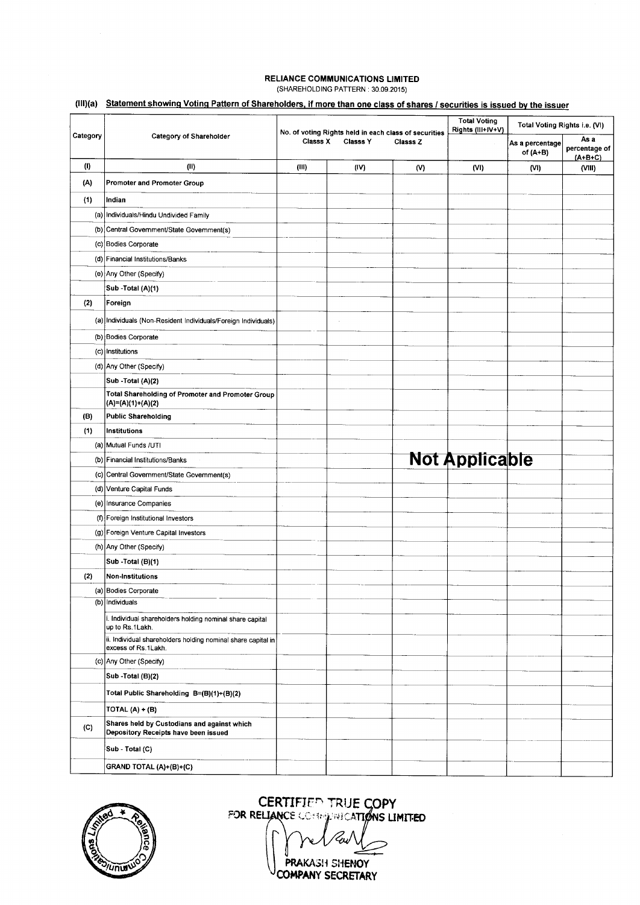**RELIANCE COMMUNICATIONS LIMITED**
(SHAREHOLDING PATTERN : 30.09.2015)

## (III)(a) Statement showing Voting Pattern of Shareholders, if more than one class of shares / securities is issued by the issuer

| Category | Category of Shareholder | No. of voting Rights held in each class of securities | | | Total Voting Rights (III+IV+V) | Total Voting Rights i.e. (VI) | |
|---|---|---|---|---|---|---|---|
| | | Classs X | Classs Y | Classs Z | | As a percentage of (A+B) | As a percentage of (A+B+C) |
| (I) | (II) | (III) | (IV) | (V) | (VI) | (VI) | (VIII) |
| (A) | **Promoter and Promoter Group** | | | | | | |
| (1) | **Indian** | | | | | | |
| (a) | Individuals/Hindu Undivided Family | | | | | | |
| (b) | Central Government/State Government(s) | | | | | | |
| (c) | Bodies Corporate | | | | | | |
| (d) | Financial Institutions/Banks | | | | | | |
| (e) | Any Other (Specify) | | | | | | |
| | **Sub -Total (A)(1)** | | | | | | |
| (2) | **Foreign** | | | | | | |
| (a) | Individuals (Non-Resident Individuals/Foreign Individuals) | | | | | | |
| (b) | Bodies Corporate | | | | | | |
| (c) | Institutions | | | | | | |
| (d) | Any Other (Specify) | | | | | | |
| | **Sub -Total (A)(2)** | | | | | | |
| | **Total Shareholding of Promoter and Promoter Group (A)=(A)(1)+(A)(2)** | | | | | | |
| (B) | **Public Shareholding** | | | | | | |
| (1) | **Institutions** | | | | | | |
| (a) | Mutual Funds /UTI | | | | | | |
| (b) | Financial Institutions/Banks | | | **Not Applicable** | | | |
| (c) | Central Government/State Government(s) | | | | | | |
| (d) | Venture Capital Funds | | | | | | |
| (e) | Insurance Companies | | | | | | |
| (f) | Foreign Institutional Investors | | | | | | |
| (g) | Foreign Venture Capital Investors | | | | | | |
| (h) | Any Other (Specify) | | | | | | |
| | **Sub -Total (B)(1)** | | | | | | |
| (2) | **Non-Institutions** | | | | | | |
| (a) | Bodies Corporate | | | | | | |
| (b) | Individuals | | | | | | |
| | i. Individual shareholders holding nominal share capital up to Rs.1Lakh. | | | | | | |
| | ii. Individual shareholders holding nominal share capital in excess of Rs.1Lakh. | | | | | | |
| (c) | Any Other (Specify) | | | | | | |
| | **Sub -Total (B)(2)** | | | | | | |
| | **Total Public Shareholding B=(B)(1)+(B)(2)** | | | | | | |
| | **TOTAL (A) + (B)** | | | | | | |
| (C) | **Shares held by Custodians and against which Depository Receipts have been issued** | | | | | | |
| | **Sub - Total (C)** | | | | | | |
| | **GRAND TOTAL (A)+(B)+(C)** | | | | | | |

CERTIFIED TRUE COPY
FOR RELIANCE COMMUNICATIONS LIMITED

PRAKASH SHENOY
COMPANY SECRETARY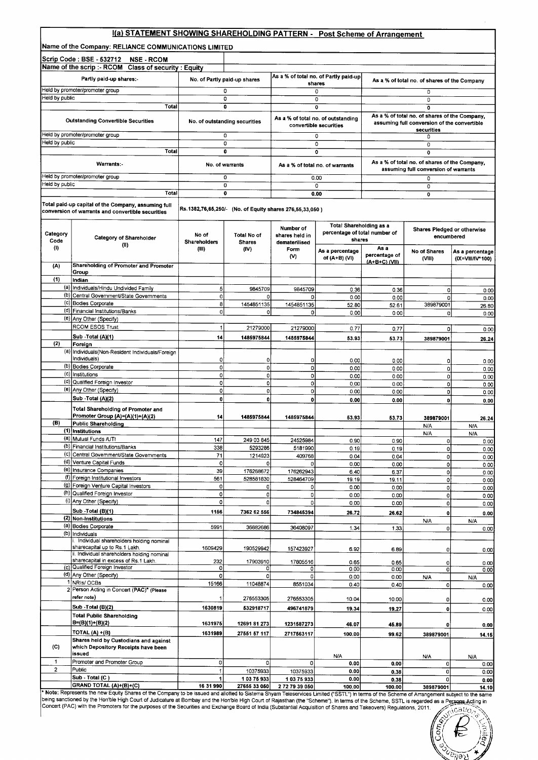## I(a) STATEMENT SHOWING SHAREHOLDING PATTERN - Post Scheme of Arrangement

Name of the Company: RELIANCE COMMUNICATIONS LIMITED

Scrip Code : BSE - 532712 NSE - RCOM

Name of the scrip :- RCOM Class of security : Equity

| Partly paid-up shares:- | No. of Partly paid-up shares | As a % of total no. of Partly paid-up shares | As a % of total no. of shares of the Company |
|---|---|---|---|
| Held by promoter/promoter group | 0 | 0 | 0 |
| Held by public | 0 | 0 | 0 |
| Total | 0 | 0 | 0 |

| Outstanding Convertible Securities | No. of outstanding securities | As a % of total no. of outstanding convertible securities | As a % of total no. of shares of the Company, assuming full conversion of the convertible securities |
|---|---|---|---|
| Held by promoter/promoter group | 0 | 0 | 0 |
| Held by public | 0 | 0 | 0 |
| Total | 0 | 0 | 0 |

| Warrants:- | No. of warrants | As a % of total no. of warrants | As a % of total no. of shares of the Company, assuming full conversion of warrants |
|---|---|---|---|
| Held by promoter/promoter group | 0 | 0.00 | 0 |
| Held by public | 0 | 0 | 0 |
| Total | 0 | 0.00 | 0 |

Total paid-up capital of the Company, assuming full conversion of warrants and convertible securities: Rs.1382,76,65,250/- (No. of Equity shares 276,55,33,050 )

| Category Code (I) | | Category of Shareholder (II) | No of Shareholders (III) | Total No of Shares (IV) | Number of shares held in dematerialised Form (V) | Total Shareholding as a percentage of total number of shares | | Shares Pledged or otherwise encumbered | |
|---|---|---|---|---|---|---|---|---|---|
| | | | | | | As a percentage of (A+B) (VI) | As a percentage of (A+B+C) (VII) | No of Shares (VIII) | As a percentage (IX=VIII/IV*100) |
| (A) | | Shareholding of Promoter and Promoter Group | | | | | | | |
| (1) | | Indian | | | | | | | |
| | (a) | Individuals/Hindu Undivided Family | 5 | 9845709 | 9845709 | 0.36 | 0.36 | 0 | 0.00 |
| | (b) | Central Government/State Governments | 0 | 0 | 0 | 0.00 | 0.00 | 0 | 0.00 |
| | (c) | Bodies Corporate | 8 | 1454851135 | 1454851135 | 52.80 | 52.61 | 389879001 | 26.80 |
| | (d) | Financial Institutions/Banks | 0 | 0 | 0 | 0.00 | 0.00 | 0 | 0.00 |
| | (e) | Any Other (Specify) | | | | | | | |
| | | RCOM ESOS Trust | 1 | 21279000 | 21279000 | 0.77 | 0.77 | 0 | 0.00 |
| | | Sub -Total (A)(1) | 14 | 1485975844 | 1485975844 | 53.93 | 53.73 | 389879001 | 26.24 |
| (2) | | Foreign | | | | | | | |
| | (a) | Individuals(Non-Resident Individuals/Foreign Individuals) | 0 | 0 | 0 | 0.00 | 0.00 | 0 | 0.00 |
| | (b) | Bodies Corporate | 0 | 0 | 0 | 0.00 | 0.00 | 0 | 0.00 |
| | (c) | Institutions | 0 | 0 | 0 | 0.00 | 0.00 | 0 | 0.00 |
| | (d) | Qualified Foreign Investor | 0 | 0 | 0 | 0.00 | 0.00 | 0 | 0.00 |
| | (e) | Any Other (Specify) | 0 | 0 | 0 | 0.00 | 0.00 | 0 | 0.00 |
| | | Sub -Total (A)(2) | 0 | 0 | 0 | 0.00 | 0.00 | 0 | 0.00 |
| | | Total Shareholding of Promoter and Promoter Group (A)=(A)(1)+(A)(2) | 14 | 1485975844 | 1485975844 | 53.93 | 53.73 | 389879001 | 26.24 |
| (B) | | Public Shareholding | | | | | | N/A | N/A |
| | (1) | Institutions | | | | | | N/A | N/A |
| | (a) | Mutual Funds /UTI | 147 | 249 03 845 | 24525984 | 0.90 | 0.90 | 0 | 0.00 |
| | (b) | Financial Institutions/Banks | 338 | 5293286 | 5181990 | 0.19 | 0.19 | 0 | 0.00 |
| | (c) | Central Government/State Governments | 71 | 1214923 | 409768 | 0.04 | 0.04 | 0 | 0.00 |
| | (d) | Venture Capital Funds | 0 | 0 | 0 | 0.00 | 0.00 | 0 | 0.00 |
| | (e) | Insurance Companies | 39 | 176268672 | 176262943 | 6.40 | 6.37 | 0 | 0.00 |
| | (f) | Foreign Institutional Investors | 561 | 528581830 | 528464709 | 19.19 | 19.11 | 0 | 0.00 |
| | (g) | Foreign Venture Capital Investors | 0 | 0 | 0 | 0.00 | 0.00 | 0 | 0.00 |
| | (h) | Qualified Foreign Investor | 0 | 0 | 0 | 0.00 | 0.00 | 0 | 0.00 |
| | (i) | Any Other (Specify) | 0 | 0 | 0 | 0.00 | 0.00 | 0 | 0.00 |
| | | Sub -Total (B)(1) | 1156 | 7362 62 556 | 734845394 | 26.72 | 26.62 | 0 | 0.00 |
| | (2) | Non-Institutions | | | | | | N/A | N/A |
| | (a) | Bodies Corporate | 5991 | 36882686 | 36408097 | 1.34 | 1.33 | 0 | 0.00 |
| | (b) | Individuals | | | | | | | |
| | | i. Individual shareholders holding nominal sharecapital up to Rs.1 Lakh. | 1609429 | 190529942 | 157423927 | 6.92 | 6.89 | 0 | 0.00 |
| | | ii. Individual shareholders holding nominal sharecapital in excess of Rs.1 Lakh. | 232 | 17903910 | 17805516 | 0.65 | 0.65 | 0 | 0.00 |
| | (c) | Qualified Foreign Investor | 0 | 0 | 0 | 0.00 | 0.00 | 0 | 0.00 |
| | (d) | Any Other (Specify) | 0 | 0 | 0 | 0.00 | 0.00 | N/A | N/A |
| | 1 | NRIs/ OCBs | 15166 | 11048874 | 8551034 | 0.40 | 0.40 | 0 | 0.00 |
| | 2 | Person Acting in Concert (PAC)* (Please refer note) | 1 | 276553305 | 276553305 | 10.04 | 10.00 | 0 | 0.00 |
| | | Sub -Total (B)(2) | 1630819 | 532918717 | 496741879 | 19.34 | 19.27 | 0 | 0.00 |
| | | Total Public Shareholding B=(B)(1)+(B)(2) | 1631975 | 12691 81 273 | 1231587273 | 46.07 | 45.89 | 0 | 0.00 |
| | | TOTAL (A) +(B) | 1631989 | 27551 57 117 | 2717563117 | 100.00 | 99.62 | 389879001 | 14.15 |
| (C) | | Shares held by Custodians and against which Depository Receipts have been issued | | | | N/A | | N/A | N/A |
| 1 | | Promoter and Promoter Group | 0 | 0 | 0 | 0.00 | 0.00 | 0 | 0.00 |
| 2 | | Public | 1 | 10375933 | 10375933 | 0.00 | 0.38 | 0 | 0.00 |
| | | Sub - Total (C ) | 1 | 1 03 75 933 | 1 03 75 933 | 0.00 | 0.38 | 0 | 0.00 |
| | | GRAND TOTAL (A)+(B)+(C) | 16 31 990 | 27655 33 050 | 2 72 79 39 050 | 100.00 | 100.00 | 389879001 | 14.10 |

* Note: Represents the new Equity Shares of the Company to be issued and allotted to Sistema Shyam Teleservices Limited ("SSTL") in terms of the Scheme of Arrangement subject to the same being sanctioned by the Hon'ble High Court of Judicature at Bombay and the Hon'ble High Court of Rajasthan (the "Scheme"). In terms of the Scheme, SSTL is regarded as a Persons Acting in Concert (PAC) with the Promoters for the purposes of the Securities and Exchange Board of India (Substantial Acquisition of Shares and Takeovers) Regulations, 2011.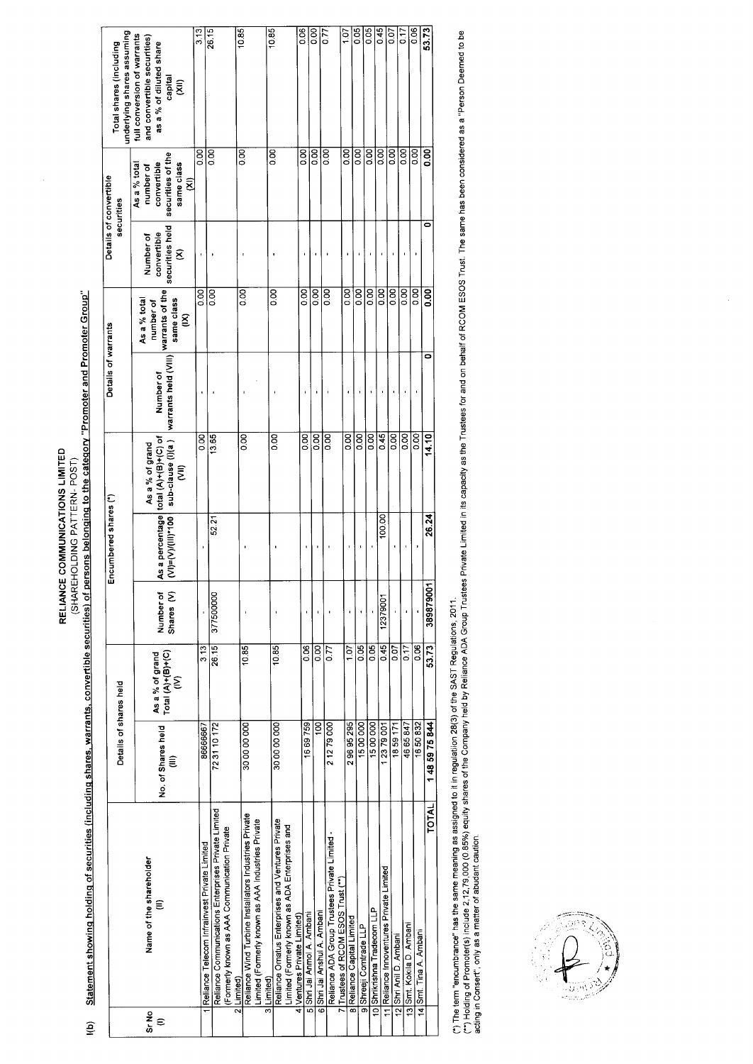# RELIANCE COMMUNICATIONS LIMITED

(SHAREHOLDING PATTERN- POST)

## I(b) Statement showing holding of securities (including shares, warrants, convertible securities) of persons belonging to the category "Promoter and Promoter Group"

| Sr No (I) | Name of the shareholder (II) | Details of shares held | | Encumbered shares (*) | | | Details of warrants | | Details of convertible securities | | Total shares (including underlying shares assuming full conversion of warrants and convertible securities) as a % of diluted share capital (XII) |
|---|---|---|---|---|---|---|---|---|---|---|---|
| | | No. of Shares held (III) | As a % of grand Total (A)+(B)+(C) (IV) | Number of Shares (V) | As a percentage (VI)=(V)/(III)*100 | As a % of grand total (A)+(B)+(C) of sub-clause (I)(a ) (VII) | Number of warrants held (VIII) | As a % total number of warrants of the same class (IX) | Number of convertible securities held (X) | As a % total number of convertible securities of the same class (XI) | |
| 1 | Reliance Telecom Infrainvest Private Limited | 86666667 | 3.13 | - | - | 0.00 | - | 0.00 | - | 0.00 | 3.13 |
| 2 | Reliance Communications Enterprises Private Limited (Formerly known as AAA Communication Private Limited) | 72 31 10 172 | 26.15 | 377500000 | 52.21 | 13.65 | - | 0.00 | - | 0.00 | 26.15 |
| 3 | Reliance Wind Turbine Installators Industries Private Limited (Formerly known as AAA Industries Private Limited) | 30 00 00 000 | 10.85 | - | - | 0.00 | - | 0.00 | - | 0.00 | 10.85 |
| 4 | Reliance Ornatus Enterprises and Ventures Private Limited (Formerly known as ADA Enterprises and Ventures Private Limited) | 30 00 00 000 | 10.85 | - | - | 0.00 | - | 0.00 | - | 0.00 | 10.85 |
| 5 | Shri Jai Anmol A. Ambani | 16 69 759 | 0.06 | - | - | 0.00 | - | 0.00 | - | 0.00 | 0.06 |
| 6 | Shri Jai Anshul A. Ambani | 100 | 0.00 | - | - | 0.00 | - | 0.00 | - | 0.00 | 0.00 |
| 7 | Reliance ADA Group Trustees Private Limited - Trustees of RCOM ESOS Trust (**) | 2 12 79 000 | 0.77 | - | - | 0.00 | - | 0.00 | - | 0.00 | 0.77 |
| 8 | Reliance Capital Limited | 2 96 95 295 | 1.07 | - | - | 0.00 | - | 0.00 | - | 0.00 | 1.07 |
| 9 | Shreeji Comtrade LLP | 15 00 000 | 0.05 | - | - | 0.00 | - | 0.00 | - | 0.00 | 0.05 |
| 10 | Shrikrishna Tradecom LLP | 15 00 000 | 0.05 | - | - | 0.00 | - | 0.00 | - | 0.00 | 0.05 |
| 11 | Reliance Innoventures Private Limited | 1 23 79 001 | 0.45 | 12379001 | 100.00 | 0.45 | - | 0.00 | - | 0.00 | 0.45 |
| 12 | Shri Anil D. Ambani | 18 59 171 | 0.07 | - | - | 0.00 | - | 0.00 | - | 0.00 | 0.07 |
| 13 | Smt. Kokila D. Ambani | 46 65 847 | 0.17 | - | - | 0.00 | - | 0.00 | - | 0.00 | 0.17 |
| 14 | Smt. Tina A. Ambani | 16 50 832 | 0.06 | - | - | 0.00 | - | 0.00 | - | 0.00 | 0.06 |
| | **TOTAL** | **1 48 59 75 844** | **53.73** | **389879001** | **26.24** | **14.10** | **0** | **0.00** | **0** | **0.00** | **53.73** |

(*) The term "encumbrance" has the same meaning as assigned to it in regulation 28(3) of the SAST Regulations, 2011.

(**) Holding of Promoter(s) include 2,12,79,000 (0.85%) equity shares of the Company held by Reliance ADA Group Trustees Private Limited in its capacity as the Trustees for and on behalf of RCOM ESOS Trust. The same has been considered as a "Person Deemed to be acting in Consert", only as a matter of abudant caution.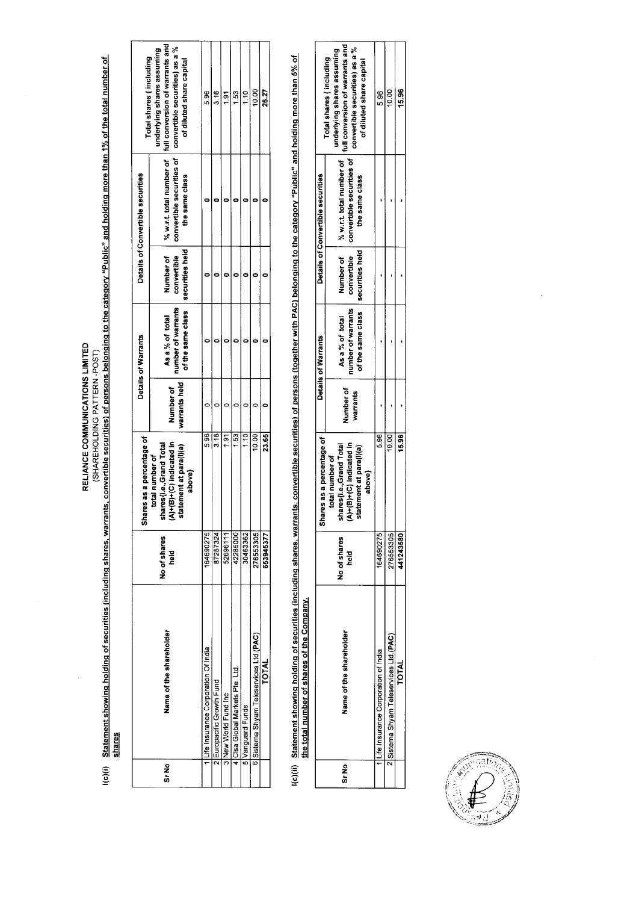# RELIANCE COMMUNICATIONS LIMITED

(SHAREHOLDING PATTERN -POST)

## I(c)(i) Statement showing holding of securities (including shares, warrants, convertible securities) of persons belonging to the category "Public" and holding more than 1% of the total number of shares

| Sr No | Name of the shareholder | No of shares held | Shares as a percentage of total number of shares{i.e.,Grand Total (A)+(B)+(C) indicated in statement at para(I)(a) above} | Details of Warrants | | Details of Convertible securities | | Total shares ( including underlying shares assuming full conversion of warrants and convertible securities) as a % of diluted share capital |
|---|---|---|---|---|---|---|---|---|
| | | | | Number of warrants held | As a % of total number of warrants of the same class | Number of convertible securities held | % w.r.t. total number of convertible securities of the same class | |
| 1 | Life Insurance Corporation Of India | 164690275 | 5.96 | 0 | 0 | 0 | 0 | 5.96 |
| 2 | Europacific Growth Fund | 87257324 | 3.16 | 0 | 0 | 0 | 0 | 3.16 |
| 3 | New World Fund Inc | 52696111 | 1.91 | 0 | 0 | 0 | 0 | 1.91 |
| 4 | Clsa Global Markets Pte. Ltd. | 42285000 | 1.53 | 0 | 0 | 0 | 0 | 1.53 |
| 5 | Vanguard Funds | 30463362 | 1.10 | 0 | 0 | 0 | 0 | 1.10 |
| 6 | Sistema Shyam Teleservices Ltd.(PAC) | 276553305 | 10.00 | 0 | 0 | 0 | 0 | 10.00 |
| | TOTAL | 653945377 | 23.65 | 0 | 0 | 0 | 0 | 26.27 |

## I(c)(ii) Statement showing holding of securities (including shares, warrants, convertible securities) of persons (together with PAC) belonging to the category "Public" and holding more than 5% of the total number of shares of the Company.

| Sr No | Name of the shareholder | No of shares held | Shares as a percentage of total number of shares{i.e.,Grand Total (A)+(B)+(C) indicated in statement at para(I)(a) above} | Details of Warrants | | Details of Convertible securities | | Total shares ( including underlying shares assuming full conversion of warrants and convertible securities) as a % of diluted share capital |
|---|---|---|---|---|---|---|---|---|
| | | | | Number of warrants | As a % of total number of warrants of the same class | Number of convertible securities held | % w.r.t. total number of convertible securities of the same class | |
| 1 | Life Insurance Corporation of India | 164690275 | 5.96 | - | - | - | - | 5.96 |
| 2 | Sistema Shyam Teleservices Ltd.(PAC) | 276553305 | 10.00 | - | - | - | - | 10.00 |
| | TOTAL | 441243580 | 15.96 | - | - | - | - | 15.96 |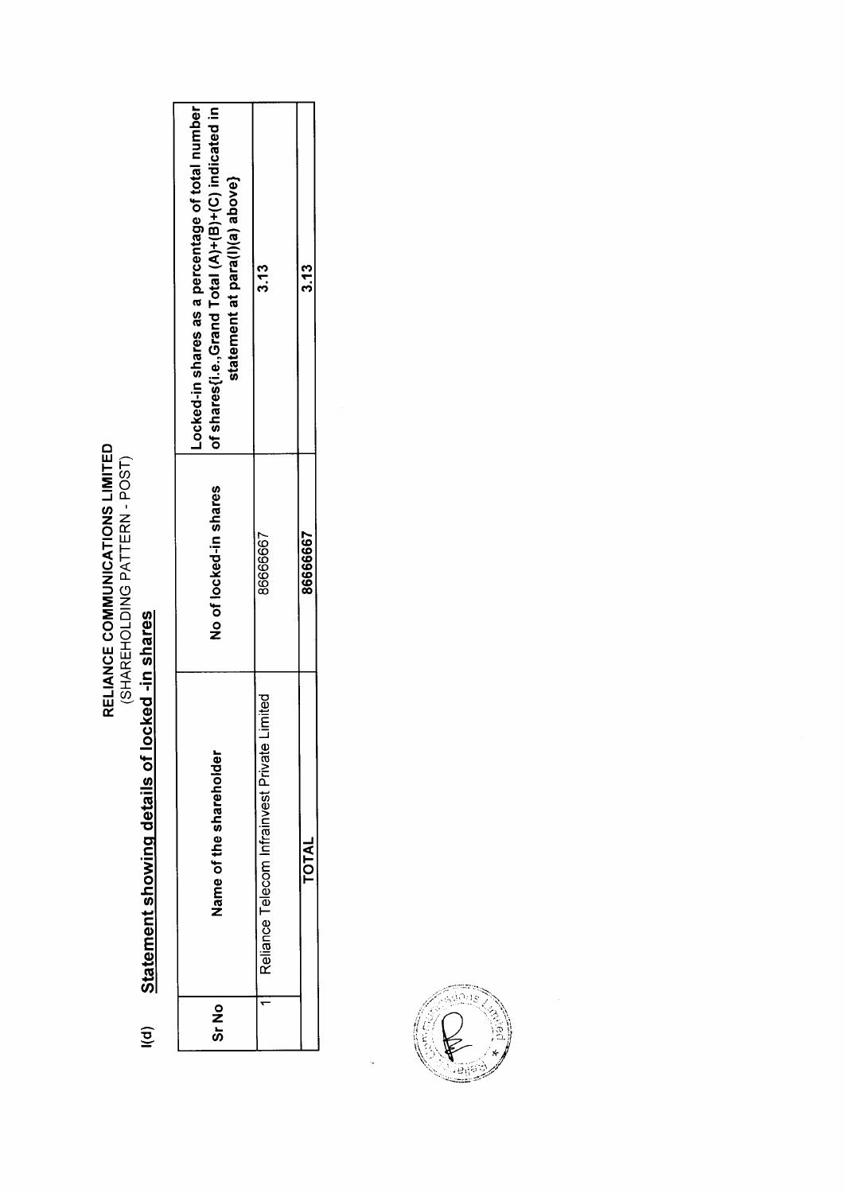**RELIANCE COMMUNICATIONS LIMITED**
(SHAREHOLDING PATTERN - POST)

## I(d) Statement showing details of locked -in shares

| Sr No | Name of the shareholder | No of locked-in shares | Locked-in shares as a percentage of total number of shares{i.e.,Grand Total (A)+(B)+(C) indicated in statement at para(I)(a) above} |
|---|---|---|---|
| 1 | Reliance Telecom Infrainvest Private Limited | 86666667 | 3.13 |
| | **TOTAL** | **86666667** | **3.13** |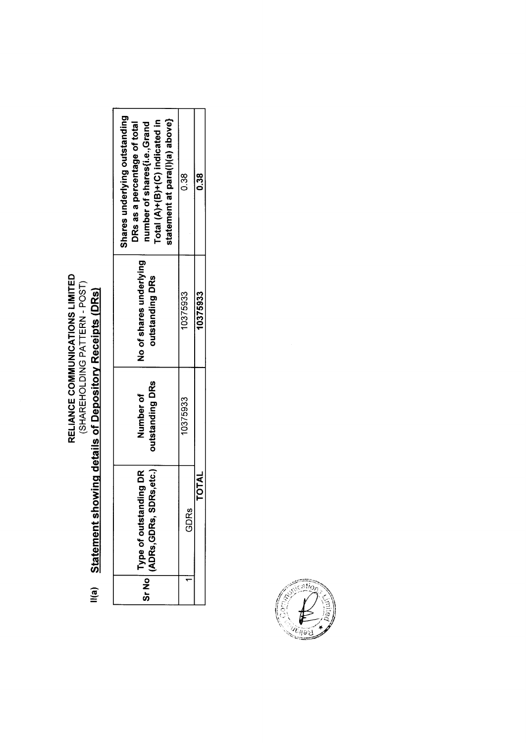# RELIANCE COMMUNICATIONS LIMITED

(SHAREHOLDING PATTERN - POST)

## II(a) Statement showing details of Depository Receipts (DRs)

| Sr No | Type of outstanding DR (ADRs,GDRs, SDRs,etc.) | Number of outstanding DRs | No of shares underlying outstanding DRs | Shares underlying outstanding DRs as a percentage of total number of shares{i.e.,Grand Total (A)+(B)+(C) indicated in statement at para(I)(a) above} |
|---|---|---|---|---|
| 1 | GDRs | 10375933 | 10375933 | 0.38 |
| | TOTAL | | 10375933 | 0.38 |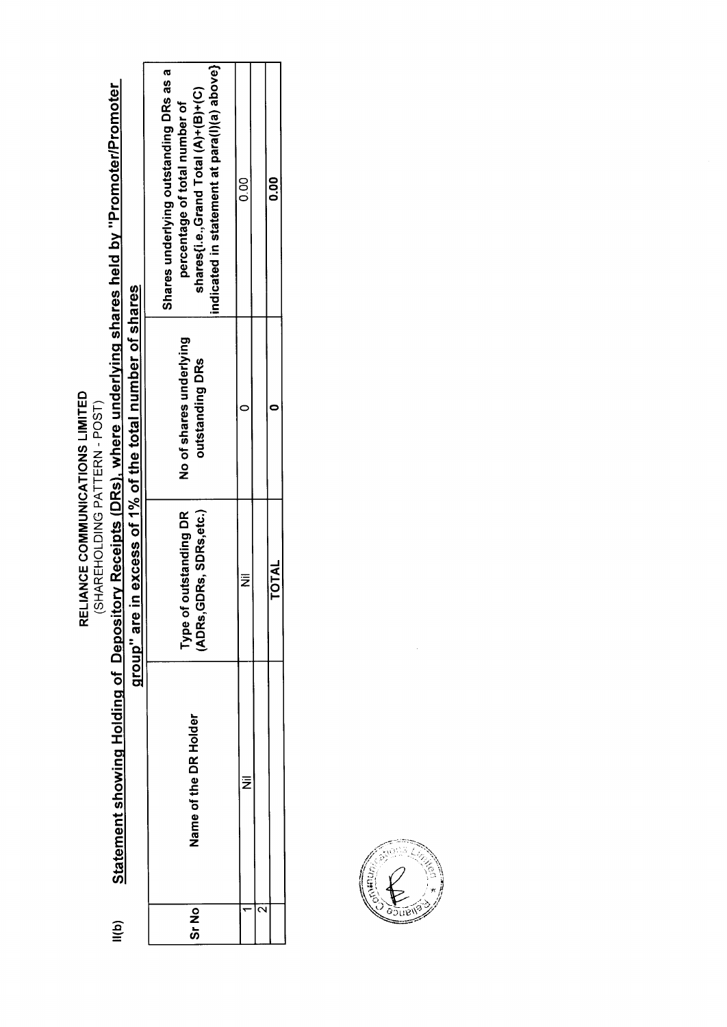**RELIANCE COMMUNICATIONS LIMITED**

(SHAREHOLDING PATTERN - POST)

**II(b) Statement showing Holding of Depository Receipts (DRs), where underlying shares held by "Promoter/Promoter group" are in excess of 1% of the total number of shares**

| Sr No | Name of the DR Holder | Type of outstanding DR (ADRs,GDRs, SDRs,etc.) | No of shares underlying outstanding DRs | Shares underlying outstanding DRs as a percentage of total number of shares{i.e.,Grand Total (A)+(B)+(C) indicated in statement at para(I)(a) above} |
|---|---|---|---|---|
| 1 | Nil | Nil | 0 | 0.00 |
| 2 | | | | |
| | | **TOTAL** | **0** | **0.00** |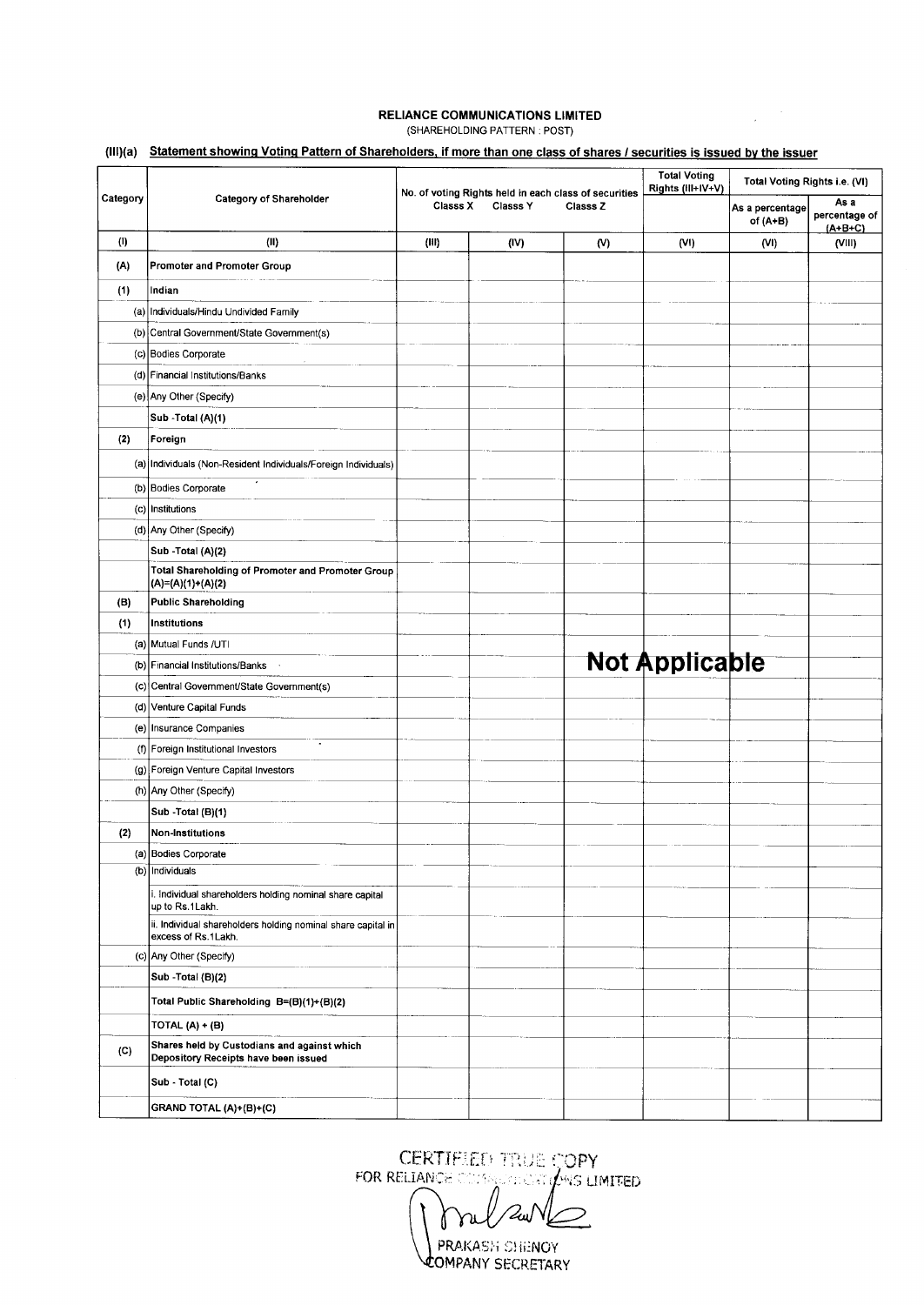**RELIANCE COMMUNICATIONS LIMITED**
(SHAREHOLDING PATTERN : POST)

**(III)(a) Statement showing Voting Pattern of Shareholders, if more than one class of shares / securities is issued by the issuer**

| Category | Category of Shareholder | No. of voting Rights held in each class of securities | | | Total Voting Rights (III+IV+V) | Total Voting Rights i.e. (VI) | |
|---|---|---|---|---|---|---|---|
| | | Classs X | Classs Y | Classs Z | | As a percentage of (A+B) | As a percentage of (A+B+C) |
| (I) | (II) | (III) | (IV) | (V) | (VI) | (VI) | (VIII) |
| (A) | **Promoter and Promoter Group** | | | | | | |
| (1) | **Indian** | | | | | | |
| (a) | Individuals/Hindu Undivided Family | | | | | | |
| (b) | Central Government/State Government(s) | | | | | | |
| (c) | Bodies Corporate | | | | | | |
| (d) | Financial Institutions/Banks | | | | | | |
| (e) | Any Other (Specify) | | | | | | |
| | **Sub -Total (A)(1)** | | | | | | |
| (2) | **Foreign** | | | | | | |
| (a) | Individuals (Non-Resident Individuals/Foreign Individuals) | | | | | | |
| (b) | Bodies Corporate | | | | | | |
| (c) | Institutions | | | | | | |
| (d) | Any Other (Specify) | | | | | | |
| | **Sub -Total (A)(2)** | | | | | | |
| | **Total Shareholding of Promoter and Promoter Group (A)=(A)(1)+(A)(2)** | | | | | | |
| (B) | **Public Shareholding** | | | | | | |
| (1) | **Institutions** | | | | | | |
| (a) | Mutual Funds /UTI | | | | | | |
| (b) | Financial Institutions/Banks | | | **Not Applicable** | | | |
| (c) | Central Government/State Government(s) | | | | | | |
| (d) | Venture Capital Funds | | | | | | |
| (e) | Insurance Companies | | | | | | |
| (f) | Foreign Institutional Investors | | | | | | |
| (g) | Foreign Venture Capital Investors | | | | | | |
| (h) | Any Other (Specify) | | | | | | |
| | **Sub -Total (B)(1)** | | | | | | |
| (2) | **Non-Institutions** | | | | | | |
| (a) | Bodies Corporate | | | | | | |
| (b) | Individuals | | | | | | |
| | i. Individual shareholders holding nominal share capital up to Rs.1Lakh. | | | | | | |
| | ii. Individual shareholders holding nominal share capital in excess of Rs.1Lakh. | | | | | | |
| (c) | Any Other (Specify) | | | | | | |
| | **Sub -Total (B)(2)** | | | | | | |
| | **Total Public Shareholding B=(B)(1)+(B)(2)** | | | | | | |
| | **TOTAL (A) + (B)** | | | | | | |
| (C) | **Shares held by Custodians and against which Depository Receipts have been issued** | | | | | | |
| | **Sub - Total (C)** | | | | | | |
| | **GRAND TOTAL (A)+(B)+(C)** | | | | | | |

CERTIFIED TRUE COPY
FOR RELIANCE COMMUNICATIONS LIMITED

PRAKASH SHENOY
COMPANY SECRETARY